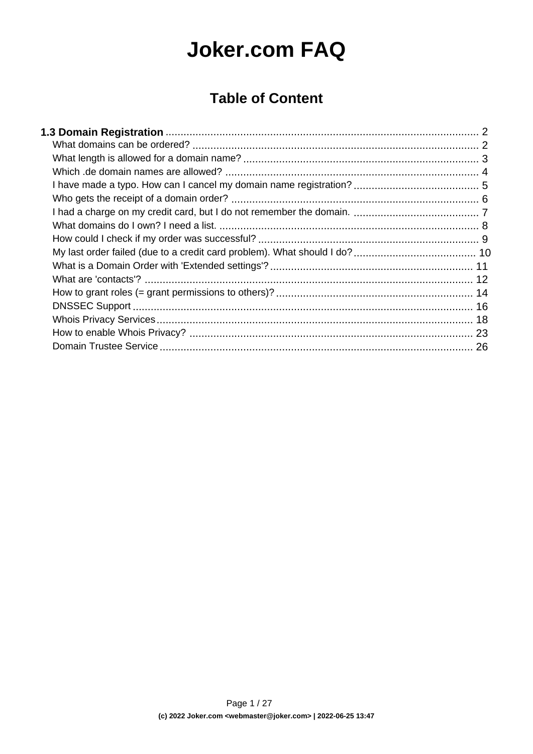# Joker.com FAQ

## Table of Content

**1.3 Domain Registration** ........ 2

- What domains can be ordered? ........ 2
- What length is allowed for a domain name? ........ 3
- Which .de domain names are allowed? ........ 4
- I have made a typo. How can I cancel my domain name registration? ........ 5
- Who gets the receipt of a domain order? ........ 6
- I had a charge on my credit card, but I do not remember the domain. ........ 7
- What domains do I own? I need a list. ........ 8
- How could I check if my order was successful? ........ 9
- My last order failed (due to a credit card problem). What should I do? ........ 10
- What is a Domain Order with 'Extended settings'? ........ 11
- What are 'contacts'? ........ 12
- How to grant roles (= grant permissions to others)? ........ 14
- DNSSEC Support ........ 16
- Whois Privacy Services ........ 18
- How to enable Whois Privacy? ........ 23
- Domain Trustee Service ........ 26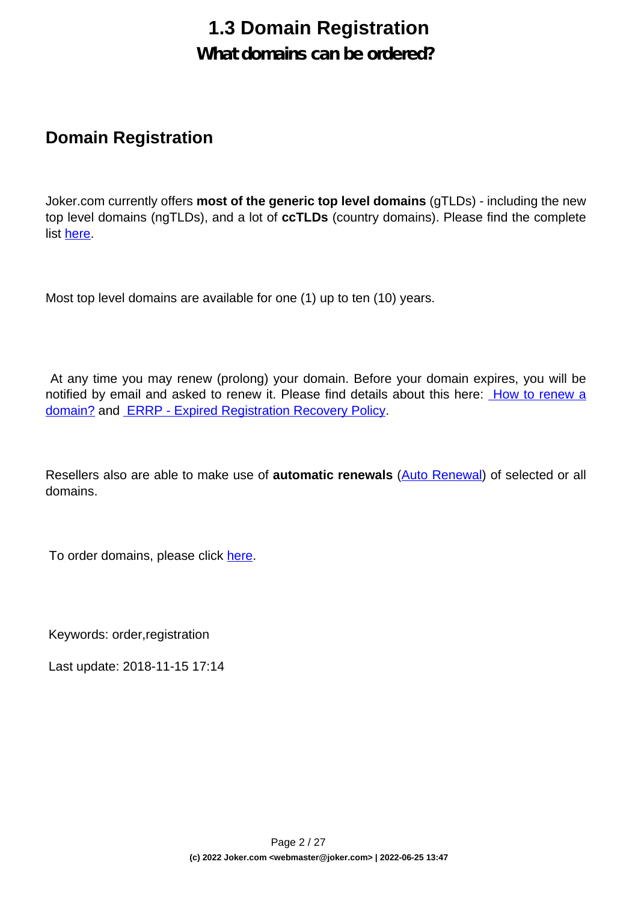# 1.3 Domain Registration

## What domains can be ordered?

## Domain Registration

Joker.com currently offers **most of the generic top level domains** (gTLDs) - including the new top level domains (ngTLDs), and a lot of **ccTLDs** (country domains). Please find the complete list here.

Most top level domains are available for one (1) up to ten (10) years.

At any time you may renew (prolong) your domain. Before your domain expires, you will be notified by email and asked to renew it. Please find details about this here: How to renew a domain? and ERRP - Expired Registration Recovery Policy.

Resellers also are able to make use of **automatic renewals** (Auto Renewal) of selected or all domains.

To order domains, please click here.

Keywords: order,registration

Last update: 2018-11-15 17:14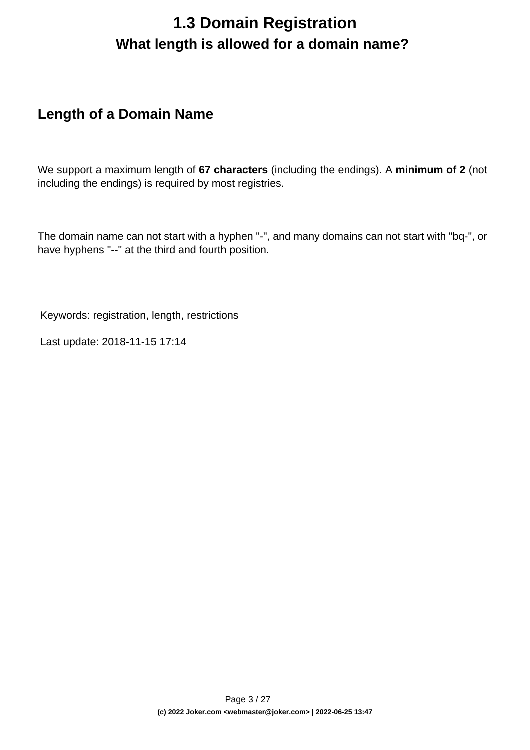# 1.3 Domain Registration

## What length is allowed for a domain name?

### Length of a Domain Name

We support a maximum length of **67 characters** (including the endings). A **minimum of 2** (not including the endings) is required by most registries.

The domain name can not start with a hyphen "-", and many domains can not start with "bq-", or have hyphens "--" at the third and fourth position.

Keywords: registration, length, restrictions

Last update: 2018-11-15 17:14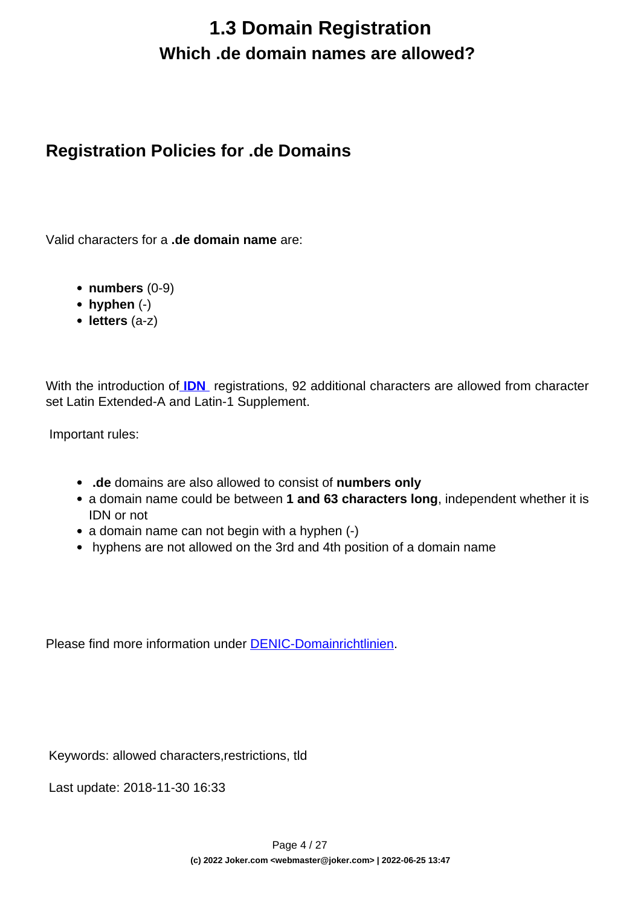# 1.3 Domain Registration

## Which .de domain names are allowed?

### Registration Policies for .de Domains

Valid characters for a **.de domain name** are:

- **numbers** (0-9)
- **hyphen** (-)
- **letters** (a-z)

With the introduction of **IDN** registrations, 92 additional characters are allowed from character set Latin Extended-A and Latin-1 Supplement.

Important rules:

- **.de** domains are also allowed to consist of **numbers only**
- a domain name could be between **1 and 63 characters long**, independent whether it is IDN or not
- a domain name can not begin with a hyphen (-)
- hyphens are not allowed on the 3rd and 4th position of a domain name

Please find more information under DENIC-Domainrichtlinien.

Keywords: allowed characters,restrictions, tld

Last update: 2018-11-30 16:33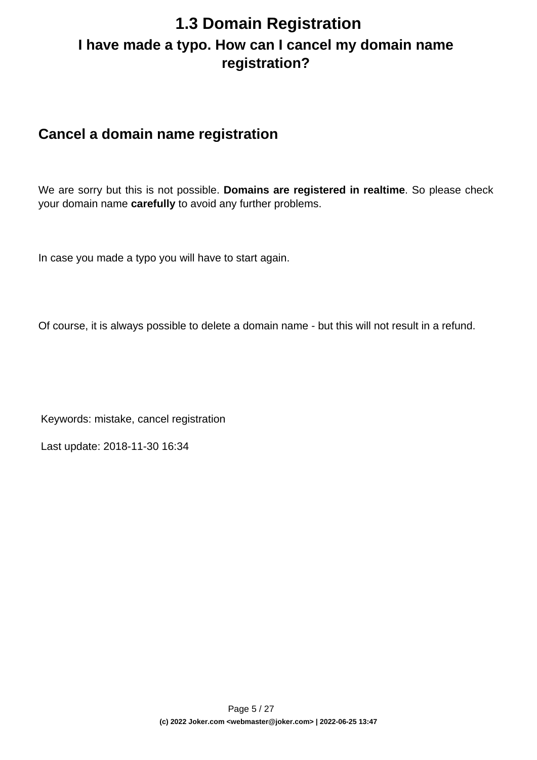# 1.3 Domain Registration

## I have made a typo. How can I cancel my domain name registration?

### Cancel a domain name registration

We are sorry but this is not possible. **Domains are registered in realtime**. So please check your domain name **carefully** to avoid any further problems.

In case you made a typo you will have to start again.

Of course, it is always possible to delete a domain name - but this will not result in a refund.

Keywords: mistake, cancel registration

Last update: 2018-11-30 16:34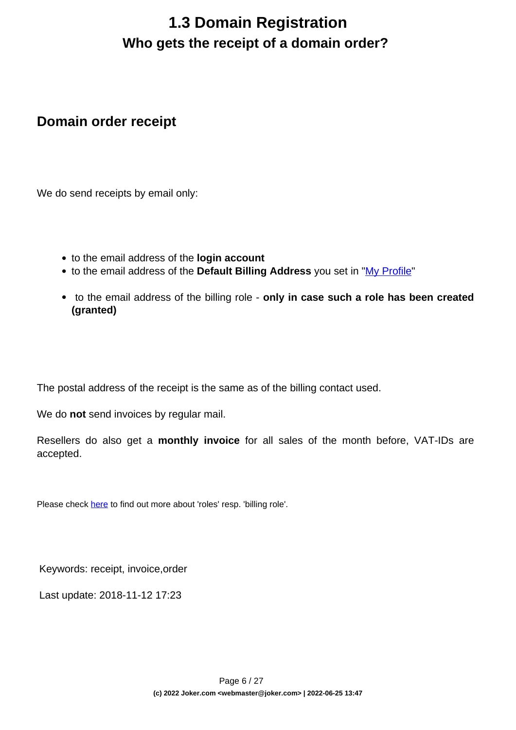# 1.3 Domain Registration

## Who gets the receipt of a domain order?

### Domain order receipt

We do send receipts by email only:

- to the email address of the **login account**
- to the email address of the **Default Billing Address** you set in "[My Profile]"
- to the email address of the billing role - **only in case such a role has been created (granted)**

The postal address of the receipt is the same as of the billing contact used.

We do **not** send invoices by regular mail.

Resellers do also get a **monthly invoice** for all sales of the month before, VAT-IDs are accepted.

Please check [here] to find out more about 'roles' resp. 'billing role'.

Keywords: receipt, invoice,order

Last update: 2018-11-12 17:23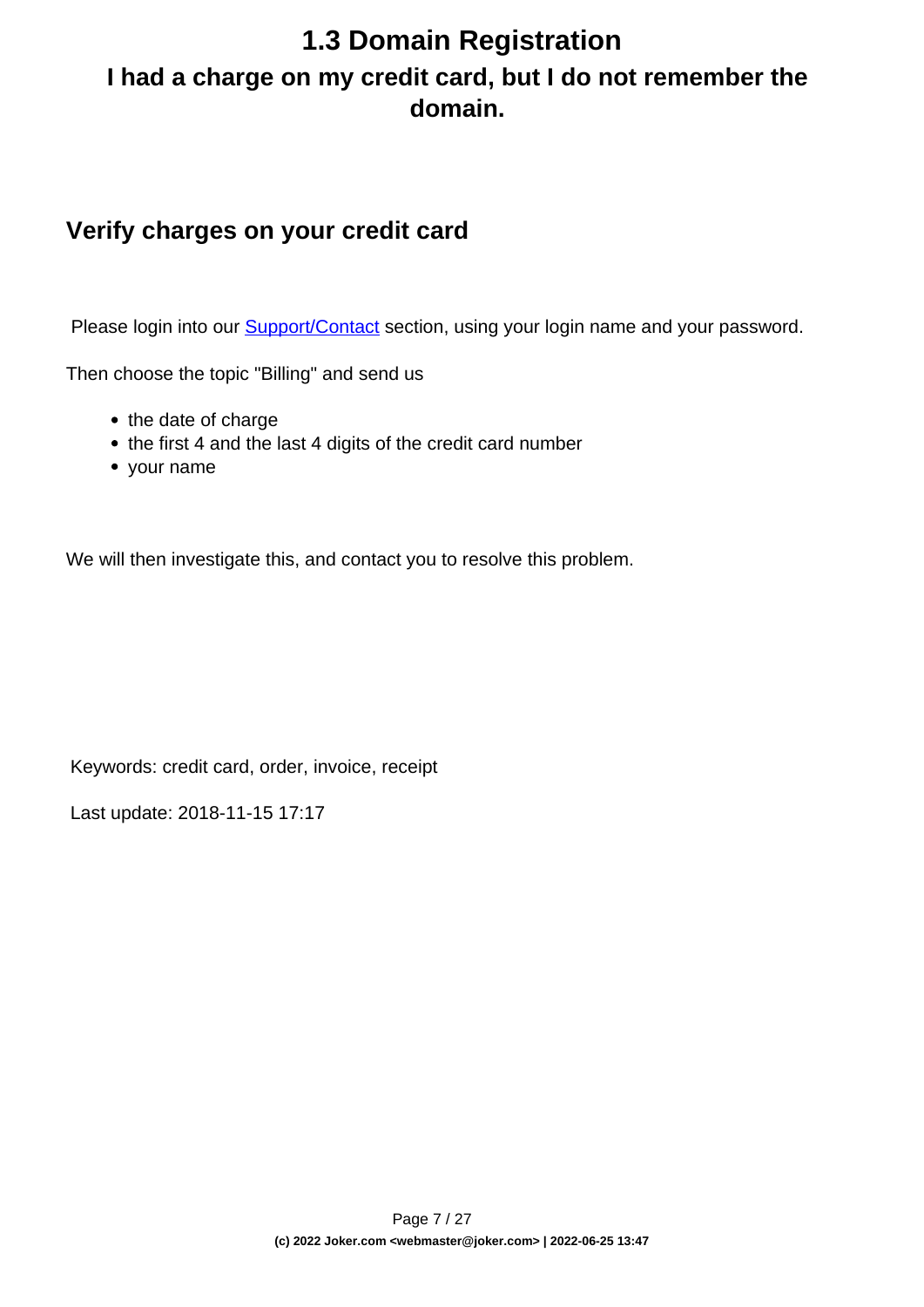# 1.3 Domain Registration

## I had a charge on my credit card, but I do not remember the domain.

### Verify charges on your credit card

Please login into our [Support/Contact](#) section, using your login name and your password.

Then choose the topic "Billing" and send us

- the date of charge
- the first 4 and the last 4 digits of the credit card number
- your name

We will then investigate this, and contact you to resolve this problem.

Keywords: credit card, order, invoice, receipt

Last update: 2018-11-15 17:17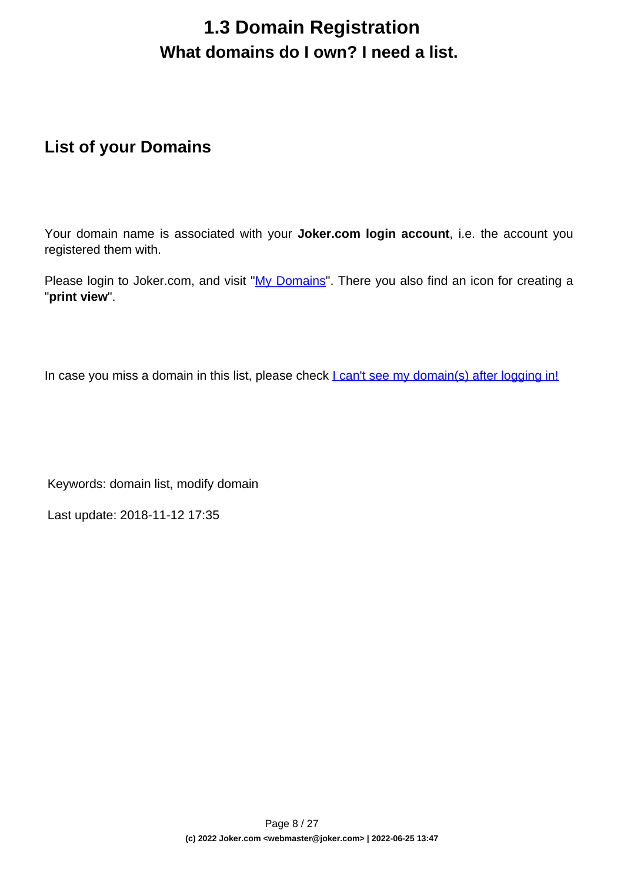# 1.3 Domain Registration

## What domains do I own? I need a list.

### List of your Domains

Your domain name is associated with your **Joker.com login account**, i.e. the account you registered them with.

Please login to Joker.com, and visit "My Domains". There you also find an icon for creating a "**print view**".

In case you miss a domain in this list, please check I can't see my domain(s) after logging in!

Keywords: domain list, modify domain

Last update: 2018-11-12 17:35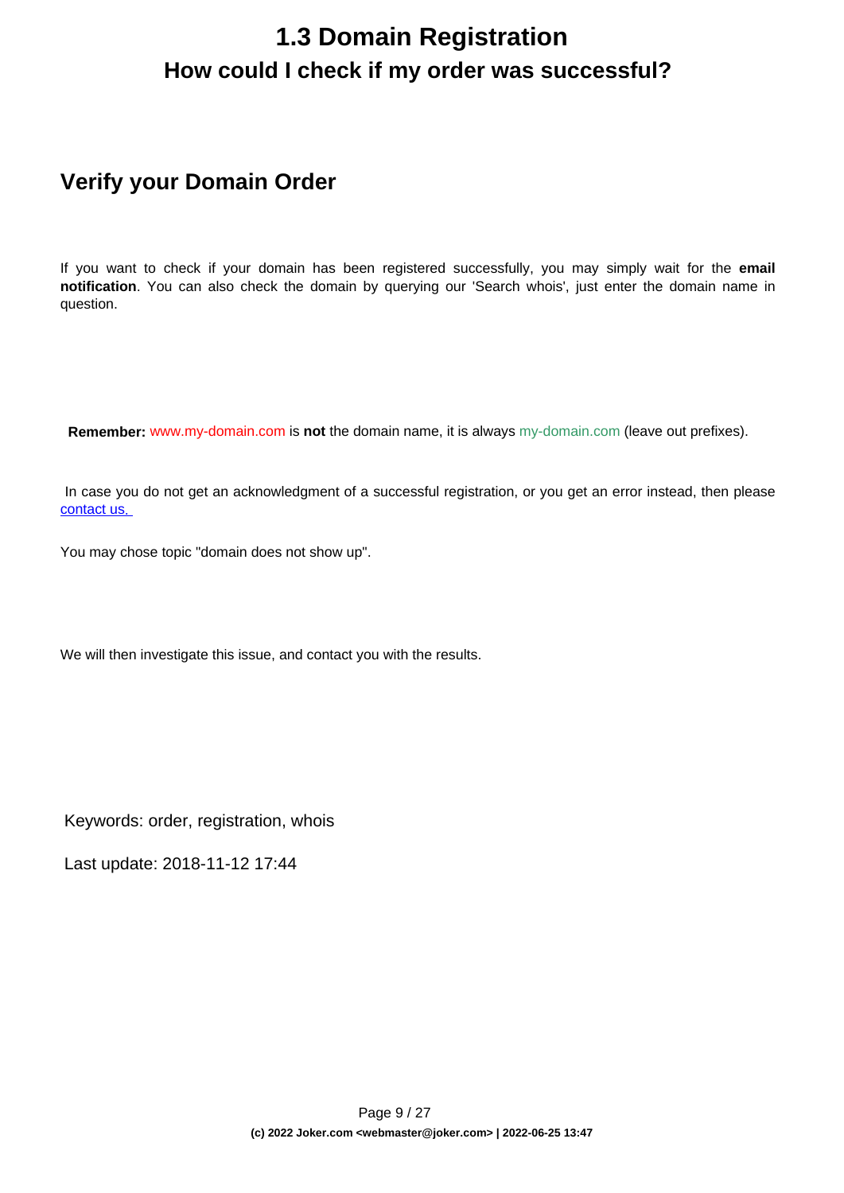# 1.3 Domain Registration

## How could I check if my order was successful?

## Verify your Domain Order

If you want to check if your domain has been registered successfully, you may simply wait for the **email notification**. You can also check the domain by querying our 'Search whois', just enter the domain name in question.

**Remember:** www.my-domain.com is **not** the domain name, it is always my-domain.com (leave out prefixes).

In case you do not get an acknowledgment of a successful registration, or you get an error instead, then please contact us.

You may chose topic "domain does not show up".

We will then investigate this issue, and contact you with the results.

Keywords: order, registration, whois

Last update: 2018-11-12 17:44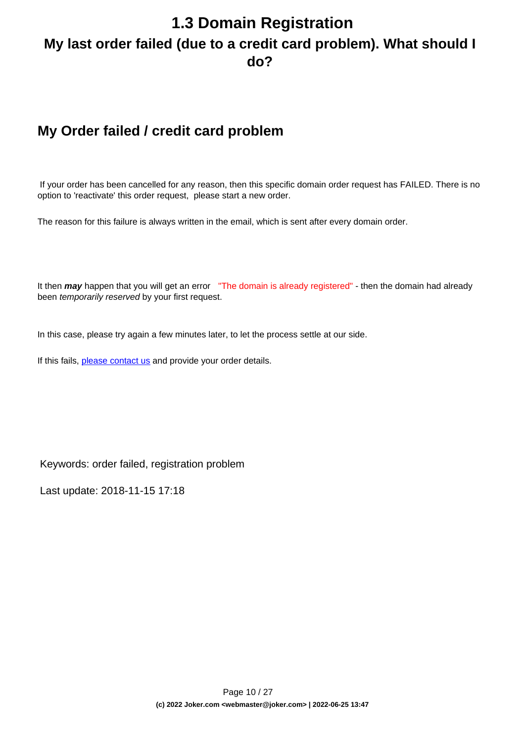# 1.3 Domain Registration

## My last order failed (due to a credit card problem). What should I do?

## My Order failed / credit card problem

If your order has been cancelled for any reason, then this specific domain order request has FAILED. There is no option to 'reactivate' this order request, please start a new order.

The reason for this failure is always written in the email, which is sent after every domain order.

It then ***may*** happen that you will get an error "The domain is already registered" - then the domain had already been *temporarily reserved* by your first request.

In this case, please try again a few minutes later, to let the process settle at our side.

If this fails, please contact us and provide your order details.

Keywords: order failed, registration problem

Last update: 2018-11-15 17:18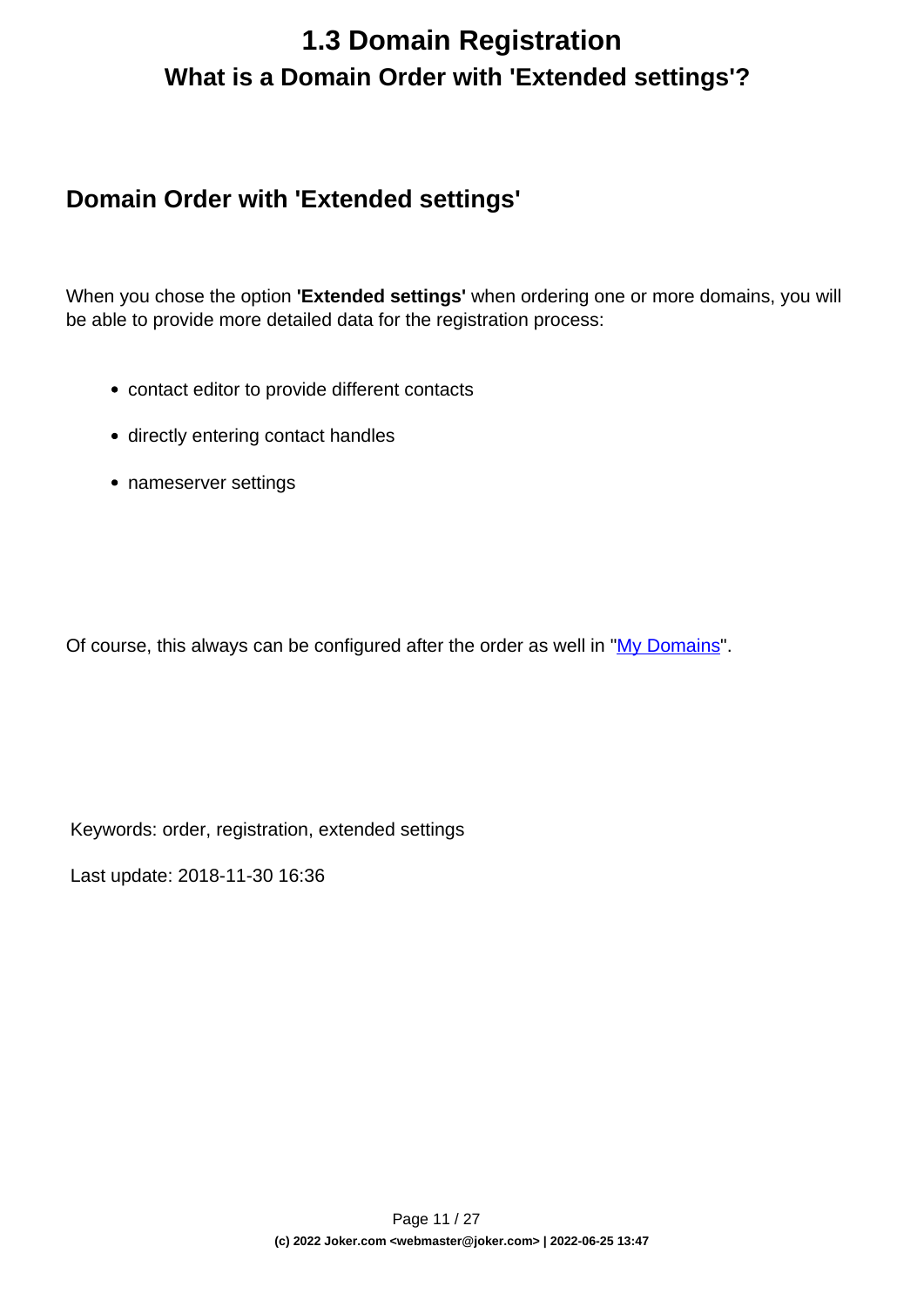# 1.3 Domain Registration

## What is a Domain Order with 'Extended settings'?

### Domain Order with 'Extended settings'

When you chose the option **'Extended settings'** when ordering one or more domains, you will be able to provide more detailed data for the registration process:

- contact editor to provide different contacts
- directly entering contact handles
- nameserver settings

Of course, this always can be configured after the order as well in "My Domains".

Keywords: order, registration, extended settings

Last update: 2018-11-30 16:36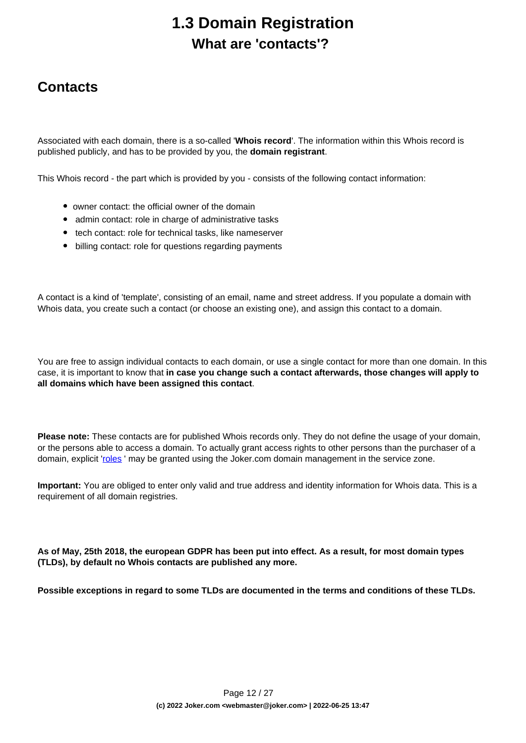# 1.3 Domain Registration

## What are 'contacts'?

## Contacts

Associated with each domain, there is a so-called '**Whois record**'. The information within this Whois record is published publicly, and has to be provided by you, the **domain registrant**.

This Whois record - the part which is provided by you - consists of the following contact information:

- owner contact: the official owner of the domain
- admin contact: role in charge of administrative tasks
- tech contact: role for technical tasks, like nameserver
- billing contact: role for questions regarding payments

A contact is a kind of 'template', consisting of an email, name and street address. If you populate a domain with Whois data, you create such a contact (or choose an existing one), and assign this contact to a domain.

You are free to assign individual contacts to each domain, or use a single contact for more than one domain. In this case, it is important to know that **in case you change such a contact afterwards, those changes will apply to all domains which have been assigned this contact**.

**Please note:** These contacts are for published Whois records only. They do not define the usage of your domain, or the persons able to access a domain. To actually grant access rights to other persons than the purchaser of a domain, explicit 'roles ' may be granted using the Joker.com domain management in the service zone.

**Important:** You are obliged to enter only valid and true address and identity information for Whois data. This is a requirement of all domain registries.

**As of May, 25th 2018, the european GDPR has been put into effect. As a result, for most domain types (TLDs), by default no Whois contacts are published any more.**

**Possible exceptions in regard to some TLDs are documented in the terms and conditions of these TLDs.**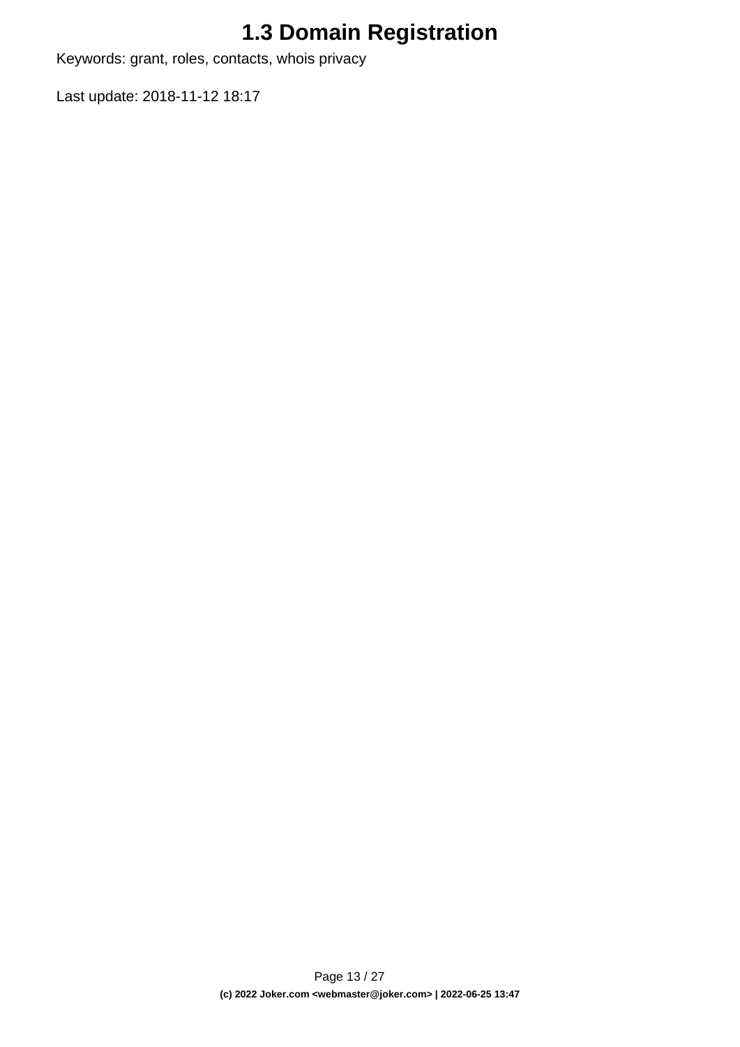# 1.3 Domain Registration

Keywords: grant, roles, contacts, whois privacy

Last update: 2018-11-12 18:17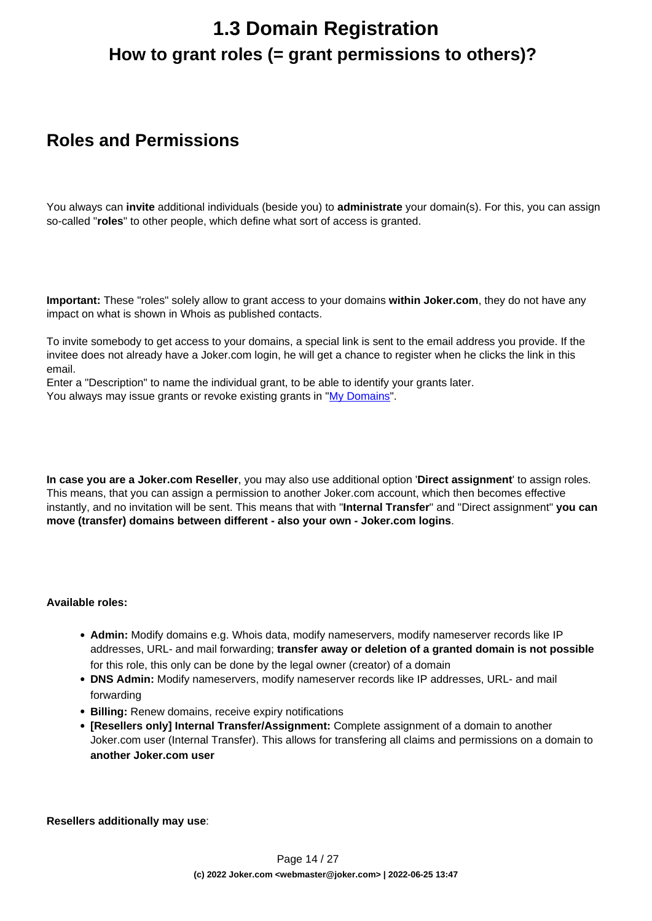# 1.3 Domain Registration

## How to grant roles (= grant permissions to others)?

## Roles and Permissions

You always can **invite** additional individuals (beside you) to **administrate** your domain(s). For this, you can assign so-called "**roles**" to other people, which define what sort of access is granted.

**Important:** These "roles" solely allow to grant access to your domains **within Joker.com**, they do not have any impact on what is shown in Whois as published contacts.

To invite somebody to get access to your domains, a special link is sent to the email address you provide. If the invitee does not already have a Joker.com login, he will get a chance to register when he clicks the link in this email.
Enter a "Description" to name the individual grant, to be able to identify your grants later.
You always may issue grants or revoke existing grants in "[My Domains]".

**In case you are a Joker.com Reseller**, you may also use additional option '**Direct assignment**' to assign roles. This means, that you can assign a permission to another Joker.com account, which then becomes effective instantly, and no invitation will be sent. This means that with "**Internal Transfer**" and "Direct assignment" **you can move (transfer) domains between different - also your own - Joker.com logins**.

**Available roles:**

- **Admin:** Modify domains e.g. Whois data, modify nameservers, modify nameserver records like IP addresses, URL- and mail forwarding; **transfer away or deletion of a granted domain is not possible** for this role, this only can be done by the legal owner (creator) of a domain
- **DNS Admin:** Modify nameservers, modify nameserver records like IP addresses, URL- and mail forwarding
- **Billing:** Renew domains, receive expiry notifications
- **[Resellers only] Internal Transfer/Assignment:** Complete assignment of a domain to another Joker.com user (Internal Transfer). This allows for transfering all claims and permissions on a domain to **another Joker.com user**

**Resellers additionally may use**: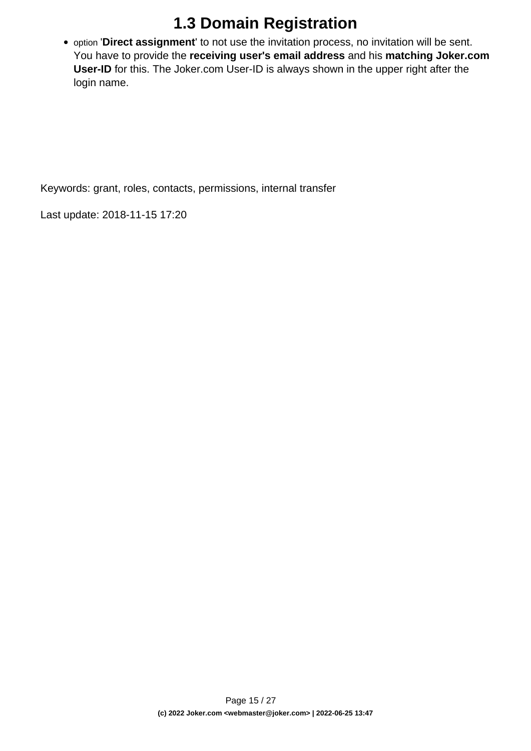- option '**Direct assignment**' to not use the invitation process, no invitation will be sent. You have to provide the **receiving user's email address** and his **matching Joker.com User-ID** for this. The Joker.com User-ID is always shown in the upper right after the login name.

Keywords: grant, roles, contacts, permissions, internal transfer

Last update: 2018-11-15 17:20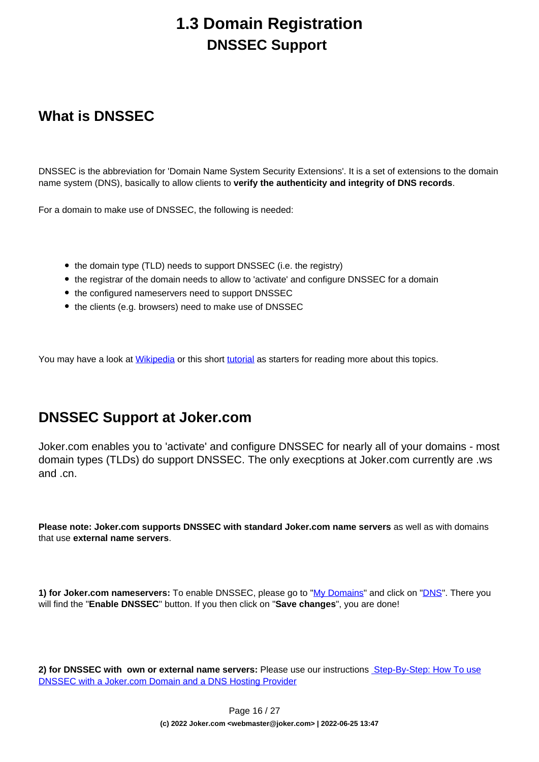# 1.3 Domain Registration

## DNSSEC Support

## What is DNSSEC

DNSSEC is the abbreviation for 'Domain Name System Security Extensions'. It is a set of extensions to the domain name system (DNS), basically to allow clients to **verify the authenticity and integrity of DNS records**.

For a domain to make use of DNSSEC, the following is needed:

- the domain type (TLD) needs to support DNSSEC (i.e. the registry)
- the registrar of the domain needs to allow to 'activate' and configure DNSSEC for a domain
- the configured nameservers need to support DNSSEC
- the clients (e.g. browsers) need to make use of DNSSEC

You may have a look at Wikipedia or this short tutorial as starters for reading more about this topics.

## DNSSEC Support at Joker.com

Joker.com enables you to 'activate' and configure DNSSEC for nearly all of your domains - most domain types (TLDs) do support DNSSEC. The only execptions at Joker.com currently are .ws and .cn.

**Please note: Joker.com supports DNSSEC with standard Joker.com name servers** as well as with domains that use **external name servers**.

**1) for Joker.com nameservers:** To enable DNSSEC, please go to "My Domains" and click on "DNS". There you will find the "**Enable DNSSEC**" button. If you then click on "**Save changes**", you are done!

**2) for DNSSEC with own or external name servers:** Please use our instructions Step-By-Step: How To use DNSSEC with a Joker.com Domain and a DNS Hosting Provider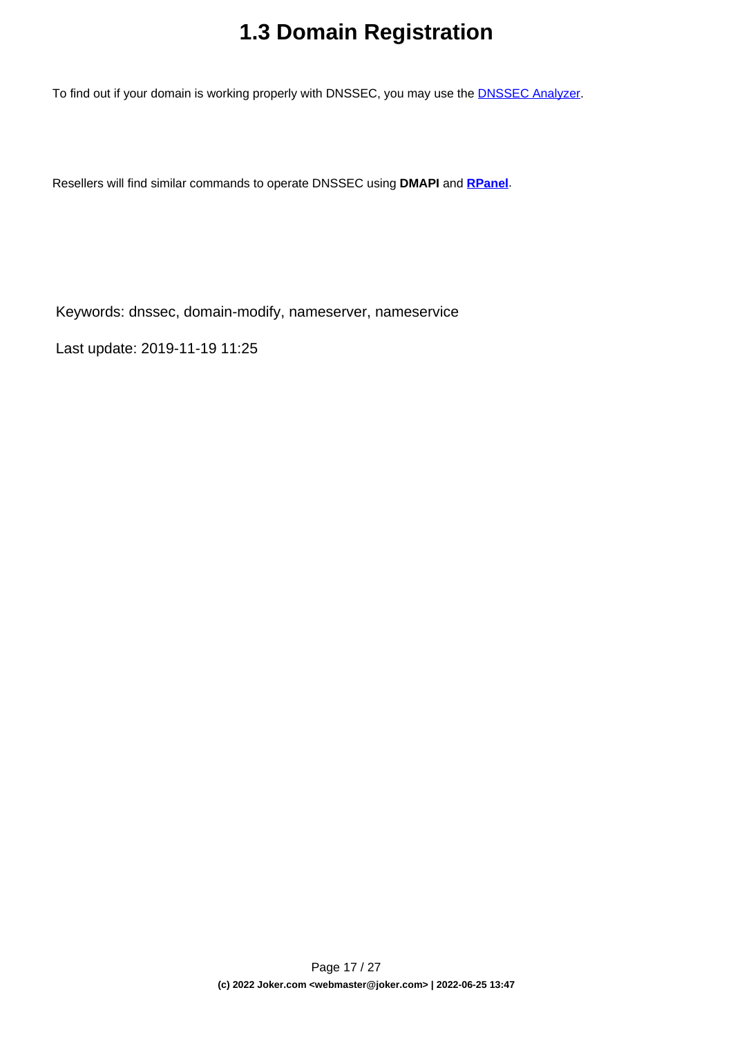# 1.3 Domain Registration

To find out if your domain is working properly with DNSSEC, you may use the DNSSEC Analyzer.

Resellers will find similar commands to operate DNSSEC using **DMAPI** and **RPanel**.

Keywords: dnssec, domain-modify, nameserver, nameservice

Last update: 2019-11-19 11:25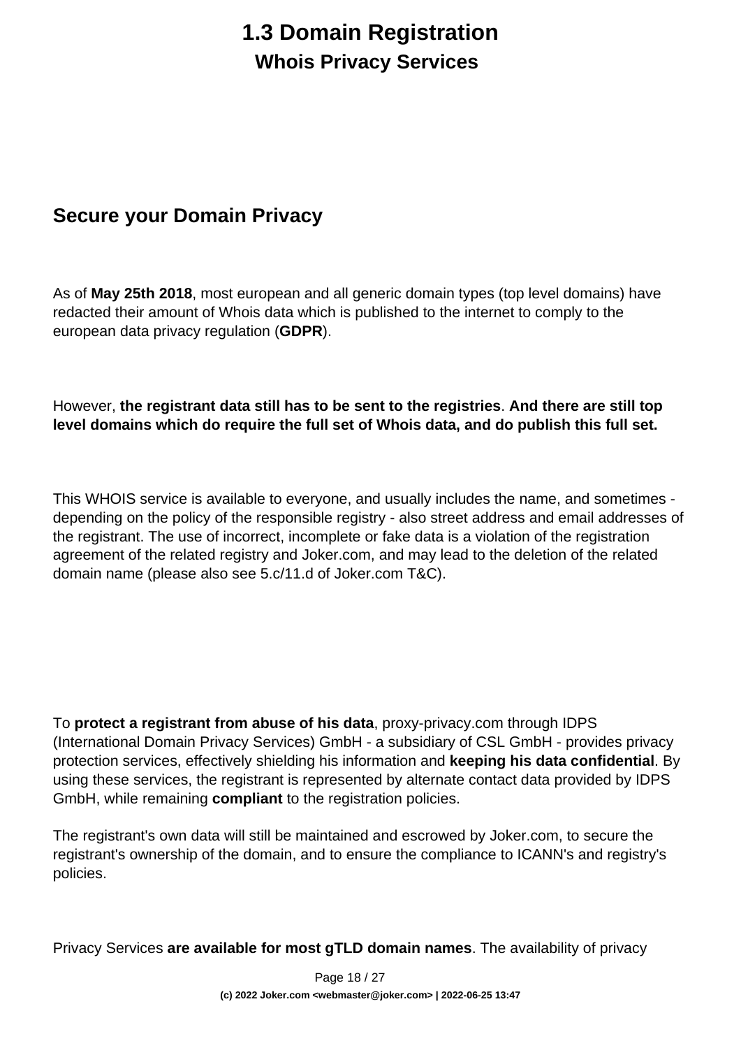# 1.3 Domain Registration

## Whois Privacy Services

## Secure your Domain Privacy

As of **May 25th 2018**, most european and all generic domain types (top level domains) have redacted their amount of Whois data which is published to the internet to comply to the european data privacy regulation (**GDPR**).

However, **the registrant data still has to be sent to the registries**. **And there are still top level domains which do require the full set of Whois data, and do publish this full set.**

This WHOIS service is available to everyone, and usually includes the name, and sometimes - depending on the policy of the responsible registry - also street address and email addresses of the registrant. The use of incorrect, incomplete or fake data is a violation of the registration agreement of the related registry and Joker.com, and may lead to the deletion of the related domain name (please also see 5.c/11.d of Joker.com T&C).

To **protect a registrant from abuse of his data**, proxy-privacy.com through IDPS (International Domain Privacy Services) GmbH - a subsidiary of CSL GmbH - provides privacy protection services, effectively shielding his information and **keeping his data confidential**. By using these services, the registrant is represented by alternate contact data provided by IDPS GmbH, while remaining **compliant** to the registration policies.

The registrant's own data will still be maintained and escrowed by Joker.com, to secure the registrant's ownership of the domain, and to ensure the compliance to ICANN's and registry's policies.

Privacy Services **are available for most gTLD domain names**. The availability of privacy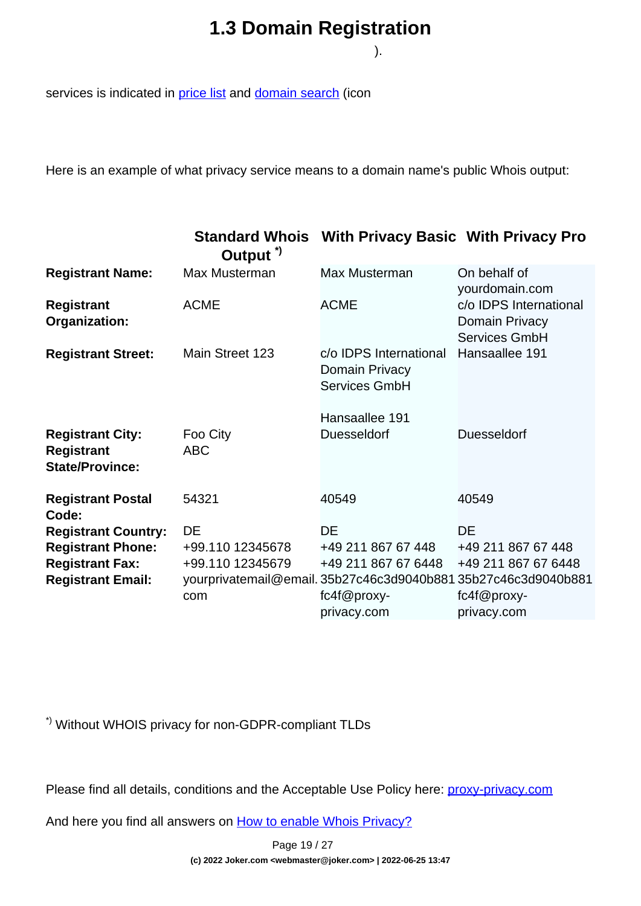# 1.3 Domain Registration

).

services is indicated in [price list](price list) and [domain search](domain search) (icon

Here is an example of what privacy service means to a domain name's public Whois output:

| | Standard Whois Output [*)] | With Privacy Basic | With Privacy Pro |
|---|---|---|---|
| **Registrant Name:** | Max Musterman | Max Musterman | On behalf of yourdomain.com |
| **Registrant Organization:** | ACME | ACME | c/o IDPS International Domain Privacy Services GmbH |
| **Registrant Street:** | Main Street 123 | c/o IDPS International Domain Privacy Services GmbH<br><br>Hansaallee 191 | Hansaallee 191 |
| **Registrant City:** | Foo City | Duesseldorf | Duesseldorf |
| **Registrant State/Province:** | ABC | | |
| **Registrant Postal Code:** | 54321 | 40549 | 40549 |
| **Registrant Country:** | DE | DE | DE |
| **Registrant Phone:** | +99.110 12345678 | +49 211 867 67 448 | +49 211 867 67 448 |
| **Registrant Fax:** | +99.110 12345679 | +49 211 867 67 6448 | +49 211 867 67 6448 |
| **Registrant Email:** | yourprivatemail@email.com | 35b27c46c3d9040b881fc4f@proxy-privacy.com | 35b27c46c3d9040b881fc4f@proxy-privacy.com |

[*)] Without WHOIS privacy for non-GDPR-compliant TLDs

Please find all details, conditions and the Acceptable Use Policy here: [proxy-privacy.com](proxy-privacy.com)

And here you find all answers on [How to enable Whois Privacy?](How to enable Whois Privacy?)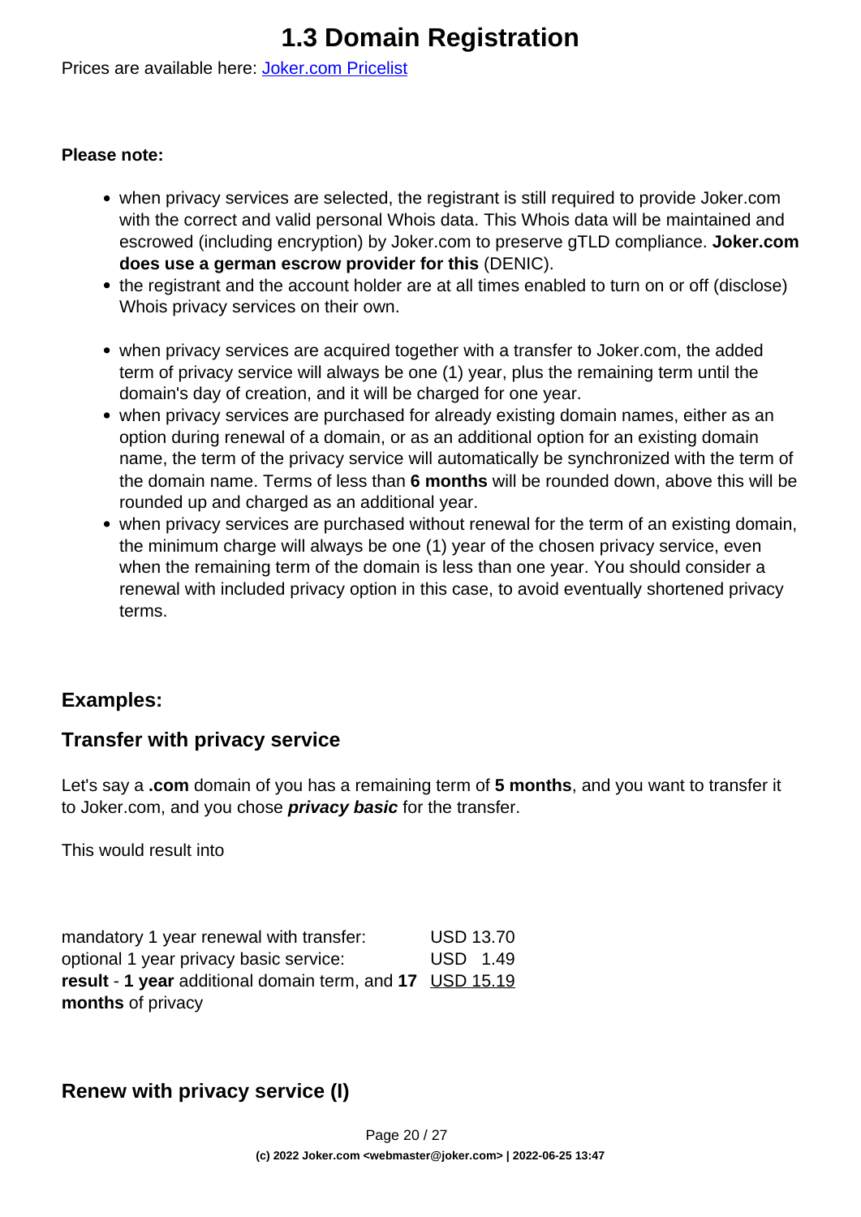# 1.3 Domain Registration

Prices are available here: [Joker.com Pricelist]

**Please note:**

- when privacy services are selected, the registrant is still required to provide Joker.com with the correct and valid personal Whois data. This Whois data will be maintained and escrowed (including encryption) by Joker.com to preserve gTLD compliance. **Joker.com does use a german escrow provider for this** (DENIC).
- the registrant and the account holder are at all times enabled to turn on or off (disclose) Whois privacy services on their own.
- when privacy services are acquired together with a transfer to Joker.com, the added term of privacy service will always be one (1) year, plus the remaining term until the domain's day of creation, and it will be charged for one year.
- when privacy services are purchased for already existing domain names, either as an option during renewal of a domain, or as an additional option for an existing domain name, the term of the privacy service will automatically be synchronized with the term of the domain name. Terms of less than **6 months** will be rounded down, above this will be rounded up and charged as an additional year.
- when privacy services are purchased without renewal for the term of an existing domain, the minimum charge will always be one (1) year of the chosen privacy service, even when the remaining term of the domain is less than one year. You should consider a renewal with included privacy option in this case, to avoid eventually shortened privacy terms.

### Examples:

### Transfer with privacy service

Let's say a **.com** domain of you has a remaining term of **5 months**, and you want to transfer it to Joker.com, and you chose ***privacy basic*** for the transfer.

This would result into

| | |
|---|---|
| mandatory 1 year renewal with transfer: | USD 13.70 |
| optional 1 year privacy basic service: | USD 1.49 |
| **result** - **1 year** additional domain term, and **17 months** of privacy | USD 15.19 |

### Renew with privacy service (I)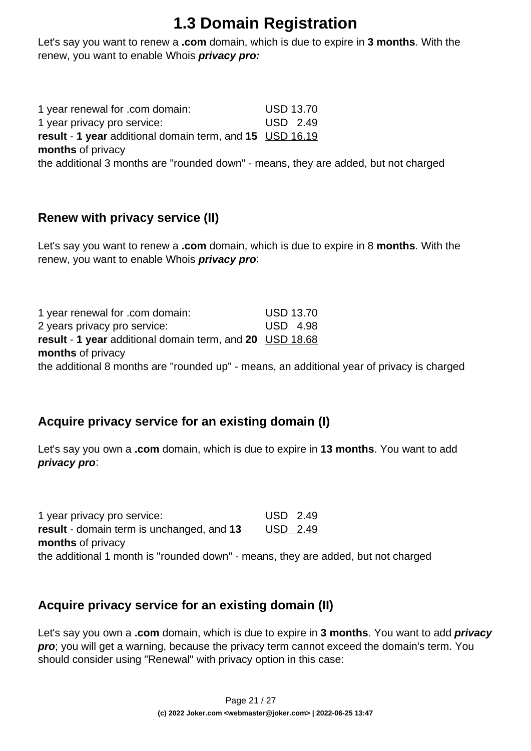# 1.3 Domain Registration

Let's say you want to renew a **.com** domain, which is due to expire in **3 months**. With the renew, you want to enable Whois ***privacy pro:***

| | |
|---|---|
| 1 year renewal for .com domain: | USD 13.70 |
| 1 year privacy pro service: | USD 2.49 |
| **result** - **1 year** additional domain term, and **15 months** of privacy | USD 16.19 |

the additional 3 months are "rounded down" - means, they are added, but not charged

### Renew with privacy service (II)

Let's say you want to renew a **.com** domain, which is due to expire in 8 **months**. With the renew, you want to enable Whois ***privacy pro***:

| | |
|---|---|
| 1 year renewal for .com domain: | USD 13.70 |
| 2 years privacy pro service: | USD 4.98 |
| **result** - **1 year** additional domain term, and **20 months** of privacy | USD 18.68 |

the additional 8 months are "rounded up" - means, an additional year of privacy is charged

### Acquire privacy service for an existing domain (I)

Let's say you own a **.com** domain, which is due to expire in **13 months**. You want to add ***privacy pro***:

| | |
|---|---|
| 1 year privacy pro service: | USD 2.49 |
| **result** - domain term is unchanged, and **13 months** of privacy | USD 2.49 |

the additional 1 month is "rounded down" - means, they are added, but not charged

### Acquire privacy service for an existing domain (II)

Let's say you own a **.com** domain, which is due to expire in **3 months**. You want to add ***privacy pro***; you will get a warning, because the privacy term cannot exceed the domain's term. You should consider using "Renewal" with privacy option in this case: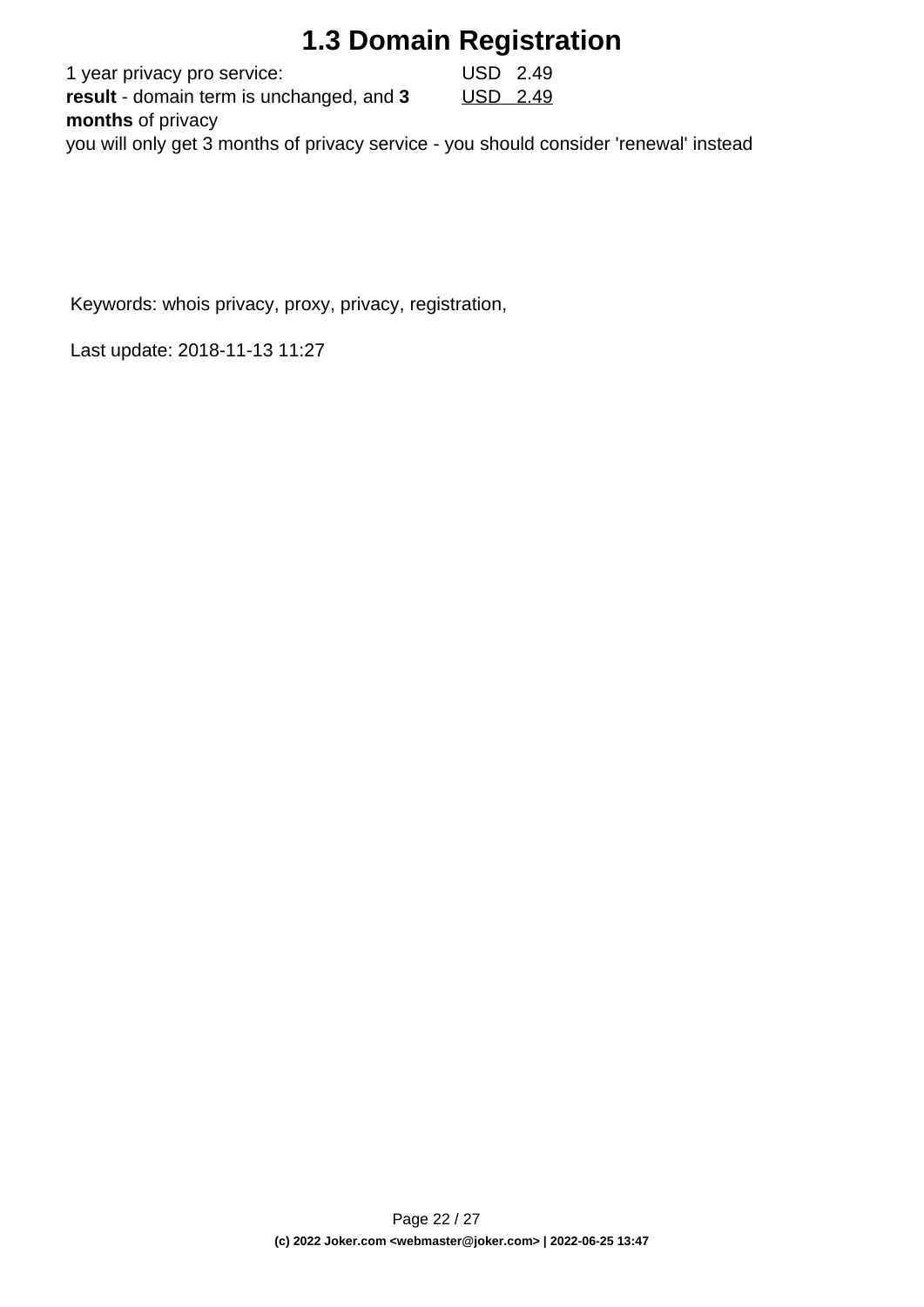| | |
|---|---|
| 1 year privacy pro service: | USD 2.49 |
| **result** - domain term is unchanged, and **3 months** of privacy | USD 2.49 |

you will only get 3 months of privacy service - you should consider 'renewal' instead

Keywords: whois privacy, proxy, privacy, registration,

Last update: 2018-11-13 11:27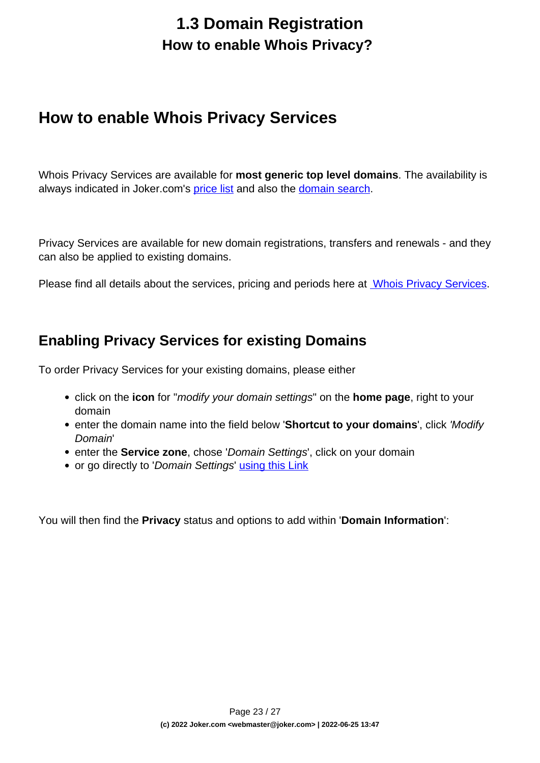# 1.3 Domain Registration

## How to enable Whois Privacy?

## How to enable Whois Privacy Services

Whois Privacy Services are available for **most generic top level domains**. The availability is always indicated in Joker.com's price list and also the domain search.

Privacy Services are available for new domain registrations, transfers and renewals - and they can also be applied to existing domains.

Please find all details about the services, pricing and periods here at Whois Privacy Services.

### Enabling Privacy Services for existing Domains

To order Privacy Services for your existing domains, please either

- click on the **icon** for "*modify your domain settings*" on the **home page**, right to your domain
- enter the domain name into the field below '**Shortcut to your domains**', click *'Modify Domain*'
- enter the **Service zone**, chose '*Domain Settings*', click on your domain
- or go directly to '*Domain Settings*' using this Link

You will then find the **Privacy** status and options to add within '**Domain Information**':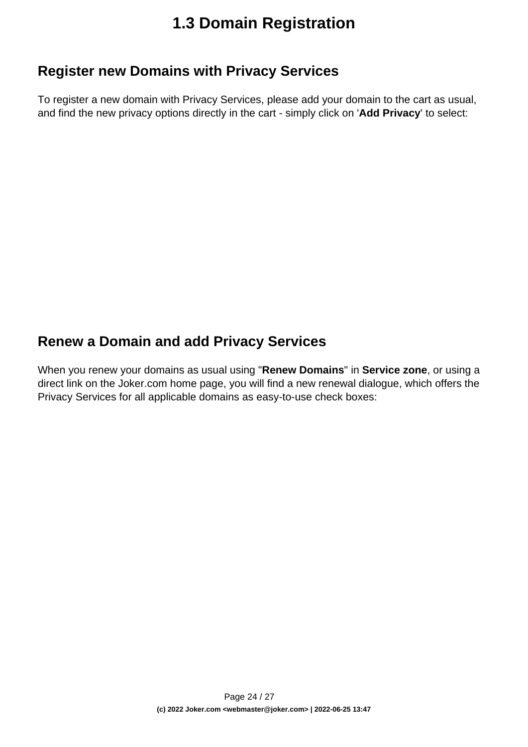# 1.3 Domain Registration

## Register new Domains with Privacy Services

To register a new domain with Privacy Services, please add your domain to the cart as usual, and find the new privacy options directly in the cart - simply click on '**Add Privacy**' to select:

## Renew a Domain and add Privacy Services

When you renew your domains as usual using "**Renew Domains**" in **Service zone**, or using a direct link on the Joker.com home page, you will find a new renewal dialogue, which offers the Privacy Services for all applicable domains as easy-to-use check boxes: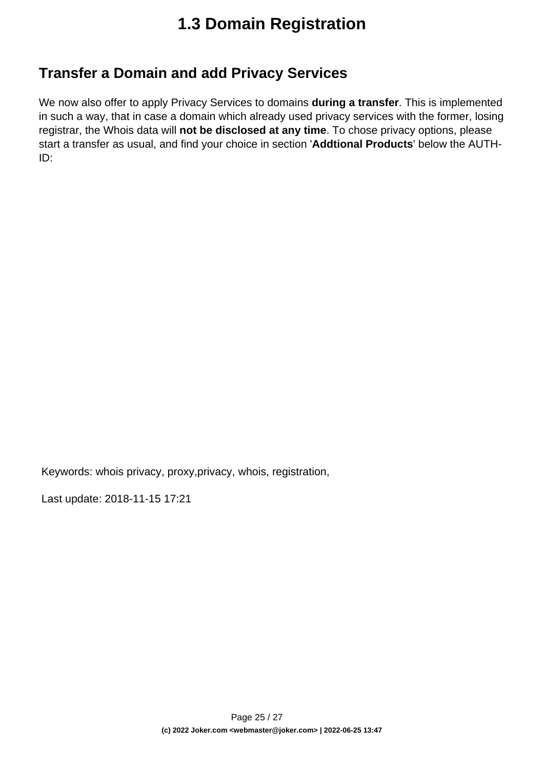# 1.3 Domain Registration

## Transfer a Domain and add Privacy Services

We now also offer to apply Privacy Services to domains **during a transfer**. This is implemented in such a way, that in case a domain which already used privacy services with the former, losing registrar, the Whois data will **not be disclosed at any time**. To chose privacy options, please start a transfer as usual, and find your choice in section '**Addtional Products**' below the AUTH-ID:

Keywords: whois privacy, proxy,privacy, whois, registration,

Last update: 2018-11-15 17:21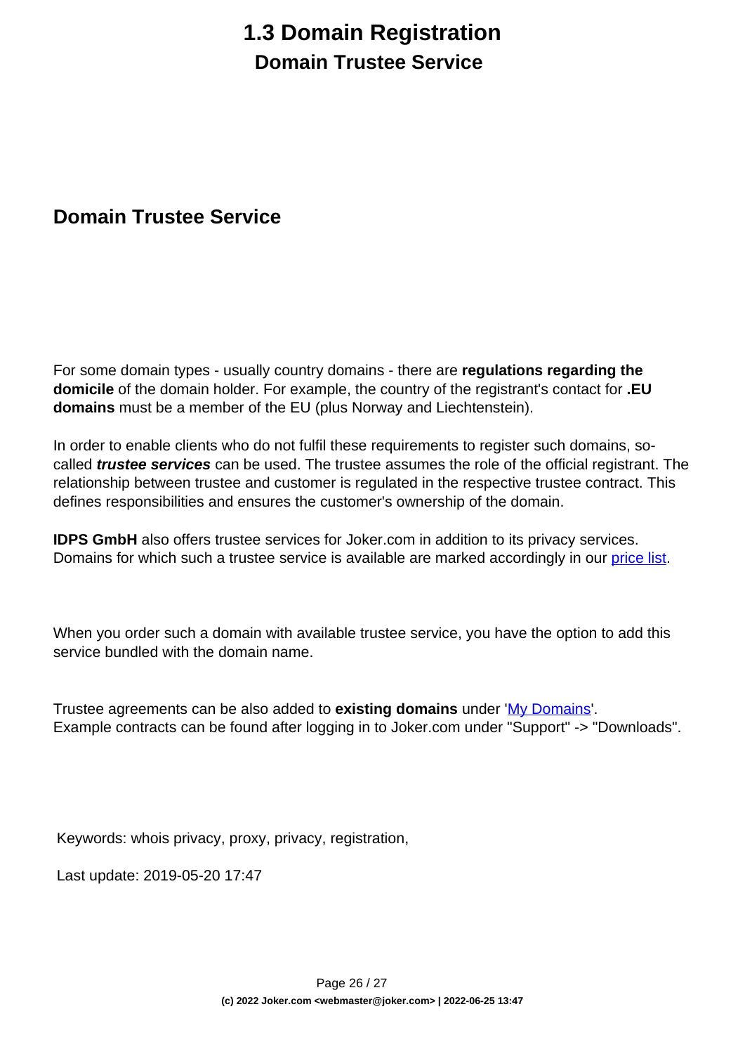# 1.3 Domain Registration

## Domain Trustee Service

## Domain Trustee Service

For some domain types - usually country domains - there are **regulations regarding the domicile** of the domain holder. For example, the country of the registrant's contact for **.EU domains** must be a member of the EU (plus Norway and Liechtenstein).

In order to enable clients who do not fulfil these requirements to register such domains, so-called ***trustee services*** can be used. The trustee assumes the role of the official registrant. The relationship between trustee and customer is regulated in the respective trustee contract. This defines responsibilities and ensures the customer's ownership of the domain.

**IDPS GmbH** also offers trustee services for Joker.com in addition to its privacy services. Domains for which such a trustee service is available are marked accordingly in our price list.

When you order such a domain with available trustee service, you have the option to add this service bundled with the domain name.

Trustee agreements can be also added to **existing domains** under 'My Domains'.
Example contracts can be found after logging in to Joker.com under "Support" -> "Downloads".

Keywords: whois privacy, proxy, privacy, registration,

Last update: 2019-05-20 17:47